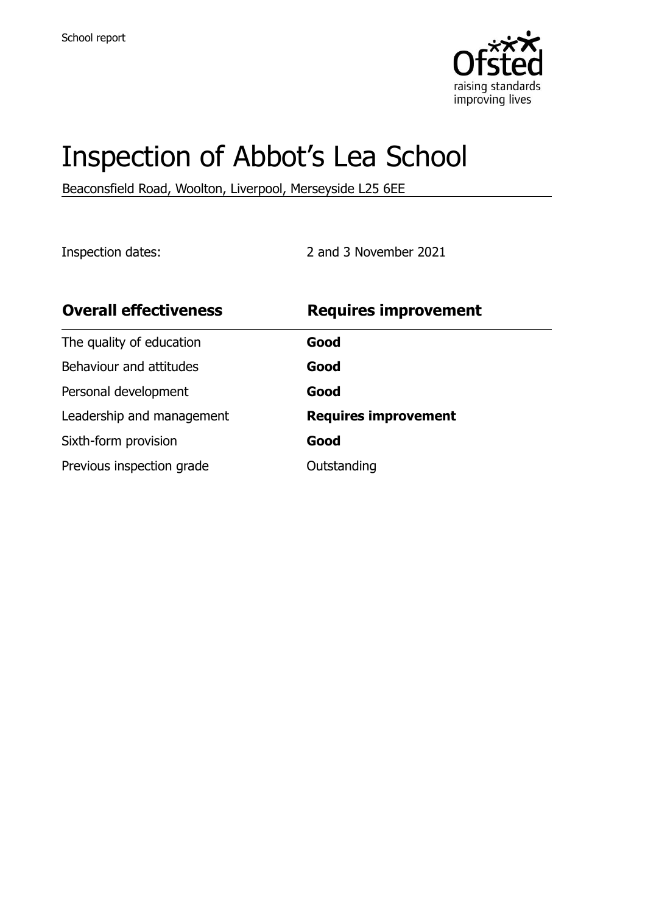School report

# Inspection of Abbot's Lea School

Beaconsfield Road, Woolton, Liverpool, Merseyside L25 6EE

Inspection dates: 2 and 3 November 2021

| **Overall effectiveness** | **Requires improvement** |
| --- | --- |
| The quality of education | **Good** |
| Behaviour and attitudes | **Good** |
| Personal development | **Good** |
| Leadership and management | **Requires improvement** |
| Sixth-form provision | **Good** |
| Previous inspection grade | Outstanding |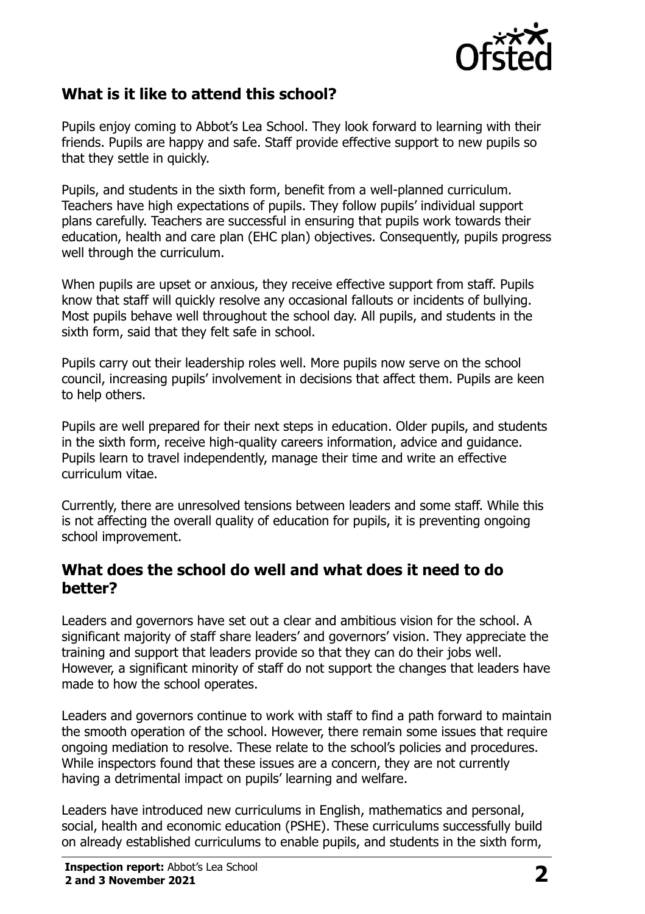## What is it like to attend this school?

Pupils enjoy coming to Abbot's Lea School. They look forward to learning with their friends. Pupils are happy and safe. Staff provide effective support to new pupils so that they settle in quickly.

Pupils, and students in the sixth form, benefit from a well-planned curriculum. Teachers have high expectations of pupils. They follow pupils' individual support plans carefully. Teachers are successful in ensuring that pupils work towards their education, health and care plan (EHC plan) objectives. Consequently, pupils progress well through the curriculum.

When pupils are upset or anxious, they receive effective support from staff. Pupils know that staff will quickly resolve any occasional fallouts or incidents of bullying. Most pupils behave well throughout the school day. All pupils, and students in the sixth form, said that they felt safe in school.

Pupils carry out their leadership roles well. More pupils now serve on the school council, increasing pupils' involvement in decisions that affect them. Pupils are keen to help others.

Pupils are well prepared for their next steps in education. Older pupils, and students in the sixth form, receive high-quality careers information, advice and guidance. Pupils learn to travel independently, manage their time and write an effective curriculum vitae.

Currently, there are unresolved tensions between leaders and some staff. While this is not affecting the overall quality of education for pupils, it is preventing ongoing school improvement.

## What does the school do well and what does it need to do better?

Leaders and governors have set out a clear and ambitious vision for the school. A significant majority of staff share leaders' and governors' vision. They appreciate the training and support that leaders provide so that they can do their jobs well. However, a significant minority of staff do not support the changes that leaders have made to how the school operates.

Leaders and governors continue to work with staff to find a path forward to maintain the smooth operation of the school. However, there remain some issues that require ongoing mediation to resolve. These relate to the school's policies and procedures. While inspectors found that these issues are a concern, they are not currently having a detrimental impact on pupils' learning and welfare.

Leaders have introduced new curriculums in English, mathematics and personal, social, health and economic education (PSHE). These curriculums successfully build on already established curriculums to enable pupils, and students in the sixth form,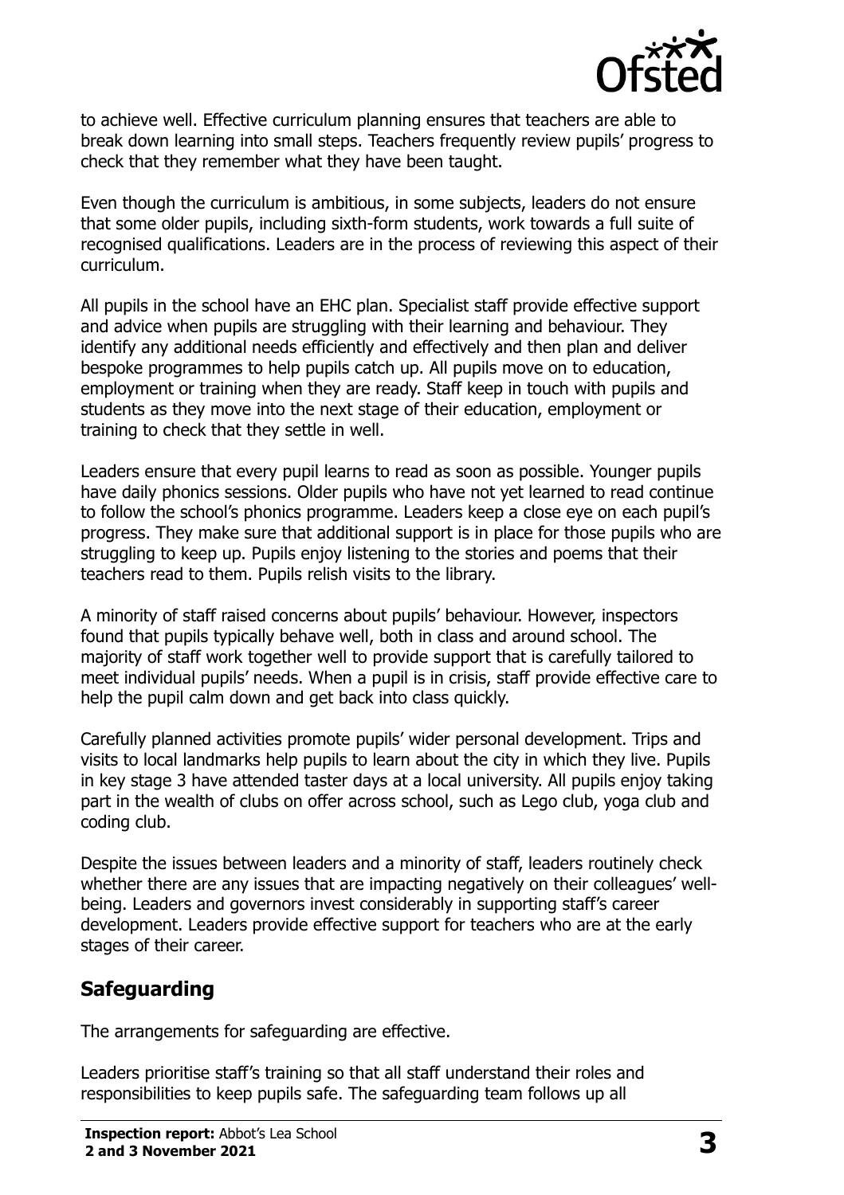to achieve well. Effective curriculum planning ensures that teachers are able to break down learning into small steps. Teachers frequently review pupils' progress to check that they remember what they have been taught.

Even though the curriculum is ambitious, in some subjects, leaders do not ensure that some older pupils, including sixth-form students, work towards a full suite of recognised qualifications. Leaders are in the process of reviewing this aspect of their curriculum.

All pupils in the school have an EHC plan. Specialist staff provide effective support and advice when pupils are struggling with their learning and behaviour. They identify any additional needs efficiently and effectively and then plan and deliver bespoke programmes to help pupils catch up. All pupils move on to education, employment or training when they are ready. Staff keep in touch with pupils and students as they move into the next stage of their education, employment or training to check that they settle in well.

Leaders ensure that every pupil learns to read as soon as possible. Younger pupils have daily phonics sessions. Older pupils who have not yet learned to read continue to follow the school's phonics programme. Leaders keep a close eye on each pupil's progress. They make sure that additional support is in place for those pupils who are struggling to keep up. Pupils enjoy listening to the stories and poems that their teachers read to them. Pupils relish visits to the library.

A minority of staff raised concerns about pupils' behaviour. However, inspectors found that pupils typically behave well, both in class and around school. The majority of staff work together well to provide support that is carefully tailored to meet individual pupils' needs. When a pupil is in crisis, staff provide effective care to help the pupil calm down and get back into class quickly.

Carefully planned activities promote pupils' wider personal development. Trips and visits to local landmarks help pupils to learn about the city in which they live. Pupils in key stage 3 have attended taster days at a local university. All pupils enjoy taking part in the wealth of clubs on offer across school, such as Lego club, yoga club and coding club.

Despite the issues between leaders and a minority of staff, leaders routinely check whether there are any issues that are impacting negatively on their colleagues' well-being. Leaders and governors invest considerably in supporting staff's career development. Leaders provide effective support for teachers who are at the early stages of their career.

## Safeguarding

The arrangements for safeguarding are effective.

Leaders prioritise staff's training so that all staff understand their roles and responsibilities to keep pupils safe. The safeguarding team follows up all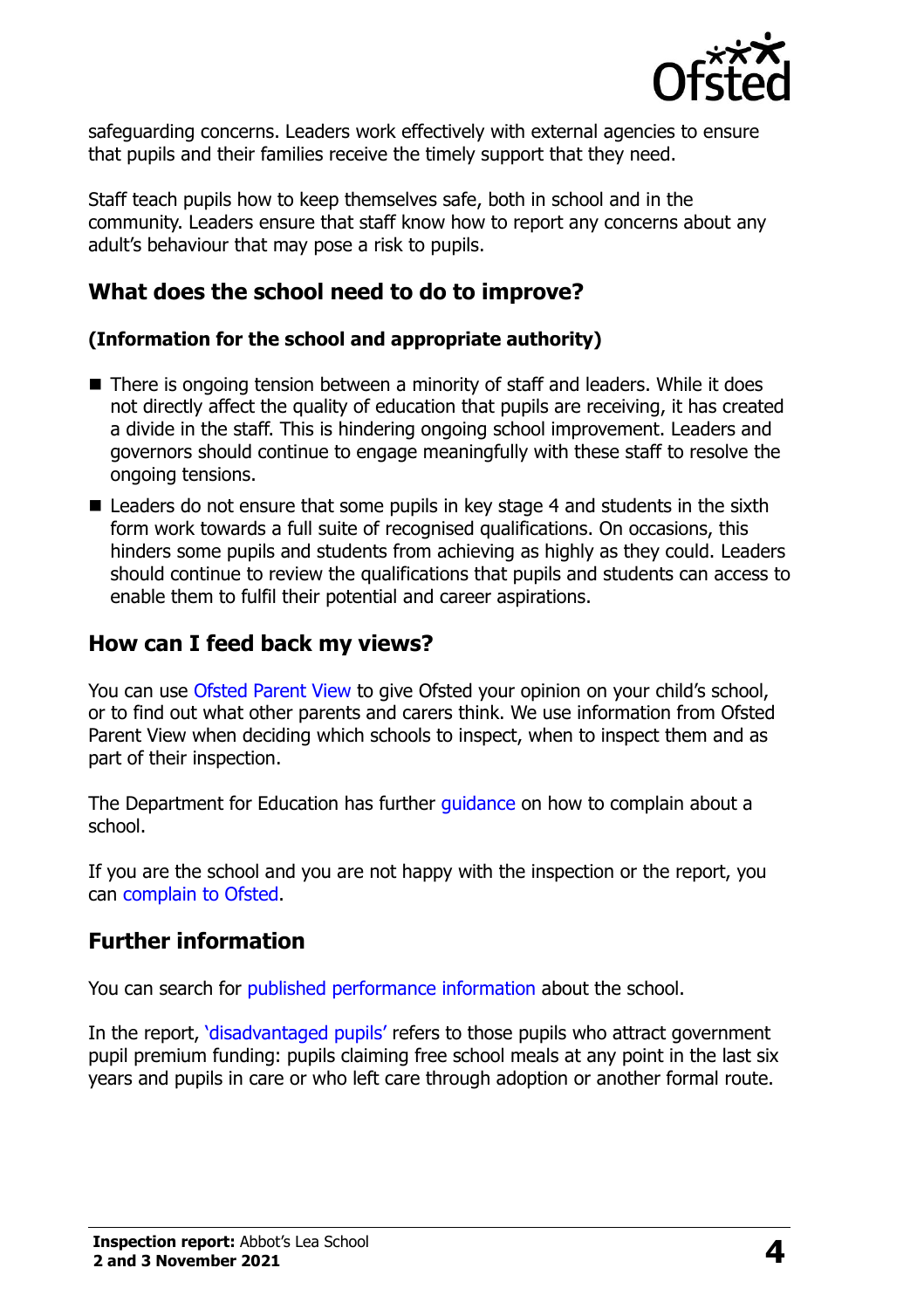safeguarding concerns. Leaders work effectively with external agencies to ensure that pupils and their families receive the timely support that they need.

Staff teach pupils how to keep themselves safe, both in school and in the community. Leaders ensure that staff know how to report any concerns about any adult's behaviour that may pose a risk to pupils.

## What does the school need to do to improve?

**(Information for the school and appropriate authority)**

- There is ongoing tension between a minority of staff and leaders. While it does not directly affect the quality of education that pupils are receiving, it has created a divide in the staff. This is hindering ongoing school improvement. Leaders and governors should continue to engage meaningfully with these staff to resolve the ongoing tensions.
- Leaders do not ensure that some pupils in key stage 4 and students in the sixth form work towards a full suite of recognised qualifications. On occasions, this hinders some pupils and students from achieving as highly as they could. Leaders should continue to review the qualifications that pupils and students can access to enable them to fulfil their potential and career aspirations.

## How can I feed back my views?

You can use Ofsted Parent View to give Ofsted your opinion on your child's school, or to find out what other parents and carers think. We use information from Ofsted Parent View when deciding which schools to inspect, when to inspect them and as part of their inspection.

The Department for Education has further guidance on how to complain about a school.

If you are the school and you are not happy with the inspection or the report, you can complain to Ofsted.

## Further information

You can search for published performance information about the school.

In the report, 'disadvantaged pupils' refers to those pupils who attract government pupil premium funding: pupils claiming free school meals at any point in the last six years and pupils in care or who left care through adoption or another formal route.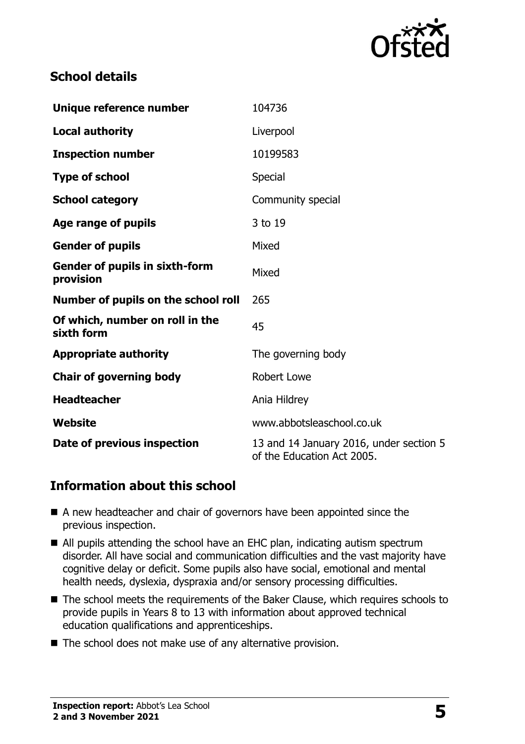## School details

| | |
|---|---|
| **Unique reference number** | 104736 |
| **Local authority** | Liverpool |
| **Inspection number** | 10199583 |
| **Type of school** | Special |
| **School category** | Community special |
| **Age range of pupils** | 3 to 19 |
| **Gender of pupils** | Mixed |
| **Gender of pupils in sixth-form provision** | Mixed |
| **Number of pupils on the school roll** | 265 |
| **Of which, number on roll in the sixth form** | 45 |
| **Appropriate authority** | The governing body |
| **Chair of governing body** | Robert Lowe |
| **Headteacher** | Ania Hildrey |
| **Website** | www.abbotsleaschool.co.uk |
| **Date of previous inspection** | 13 and 14 January 2016, under section 5 of the Education Act 2005. |

## Information about this school

- A new headteacher and chair of governors have been appointed since the previous inspection.
- All pupils attending the school have an EHC plan, indicating autism spectrum disorder. All have social and communication difficulties and the vast majority have cognitive delay or deficit. Some pupils also have social, emotional and mental health needs, dyslexia, dyspraxia and/or sensory processing difficulties.
- The school meets the requirements of the Baker Clause, which requires schools to provide pupils in Years 8 to 13 with information about approved technical education qualifications and apprenticeships.
- The school does not make use of any alternative provision.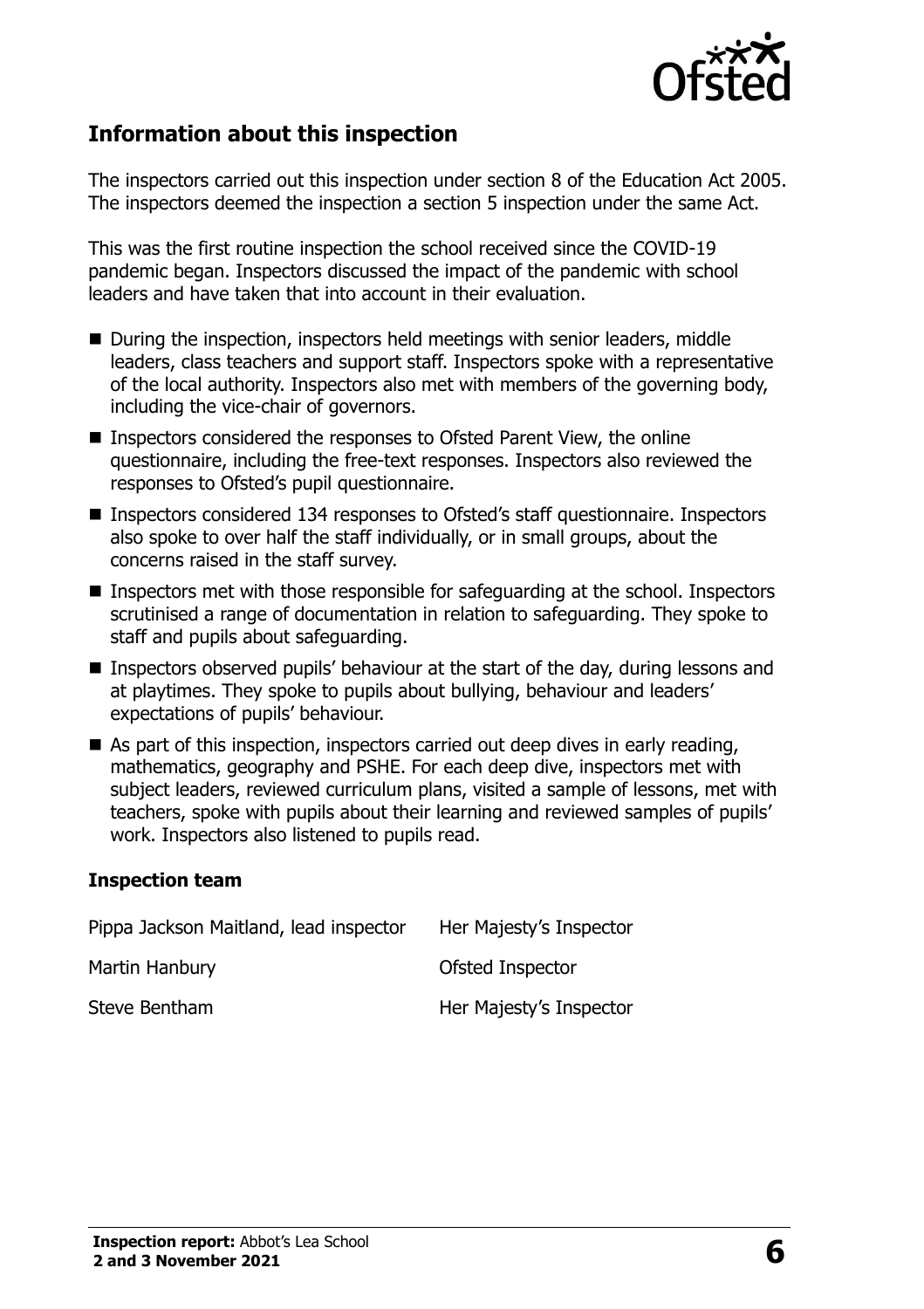## Information about this inspection

The inspectors carried out this inspection under section 8 of the Education Act 2005. The inspectors deemed the inspection a section 5 inspection under the same Act.

This was the first routine inspection the school received since the COVID-19 pandemic began. Inspectors discussed the impact of the pandemic with school leaders and have taken that into account in their evaluation.

- During the inspection, inspectors held meetings with senior leaders, middle leaders, class teachers and support staff. Inspectors spoke with a representative of the local authority. Inspectors also met with members of the governing body, including the vice-chair of governors.
- Inspectors considered the responses to Ofsted Parent View, the online questionnaire, including the free-text responses. Inspectors also reviewed the responses to Ofsted's pupil questionnaire.
- Inspectors considered 134 responses to Ofsted's staff questionnaire. Inspectors also spoke to over half the staff individually, or in small groups, about the concerns raised in the staff survey.
- Inspectors met with those responsible for safeguarding at the school. Inspectors scrutinised a range of documentation in relation to safeguarding. They spoke to staff and pupils about safeguarding.
- Inspectors observed pupils' behaviour at the start of the day, during lessons and at playtimes. They spoke to pupils about bullying, behaviour and leaders' expectations of pupils' behaviour.
- As part of this inspection, inspectors carried out deep dives in early reading, mathematics, geography and PSHE. For each deep dive, inspectors met with subject leaders, reviewed curriculum plans, visited a sample of lessons, met with teachers, spoke with pupils about their learning and reviewed samples of pupils' work. Inspectors also listened to pupils read.

### Inspection team

| | |
|---|---|
| Pippa Jackson Maitland, lead inspector | Her Majesty's Inspector |
| Martin Hanbury | Ofsted Inspector |
| Steve Bentham | Her Majesty's Inspector |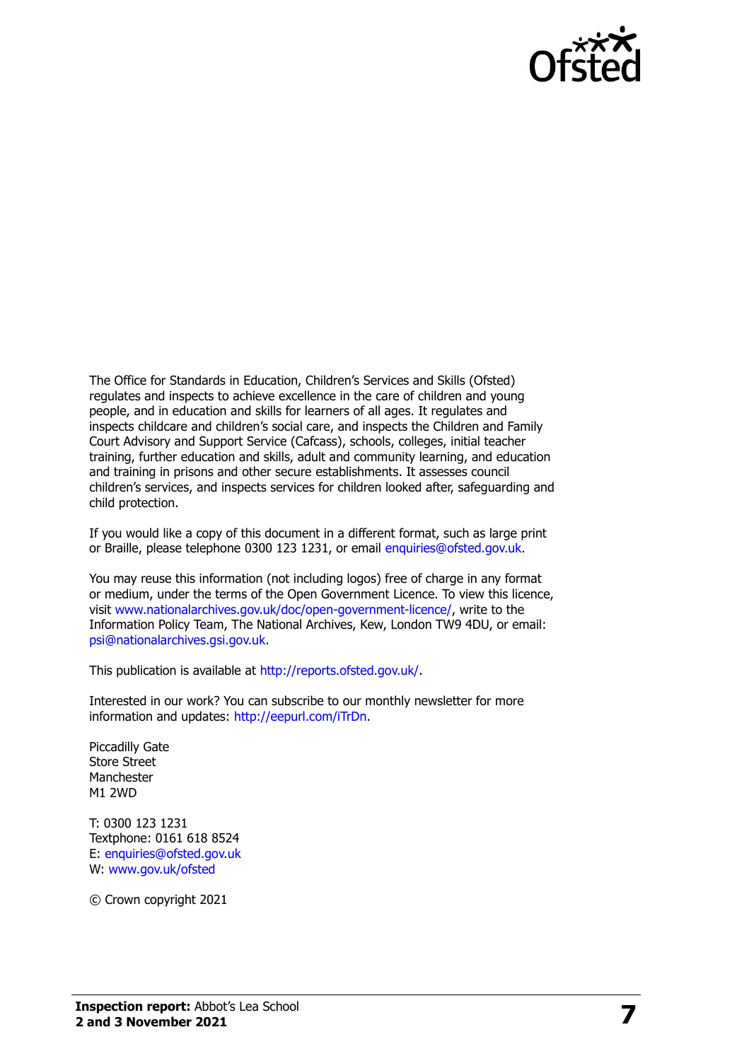The Office for Standards in Education, Children's Services and Skills (Ofsted) regulates and inspects to achieve excellence in the care of children and young people, and in education and skills for learners of all ages. It regulates and inspects childcare and children's social care, and inspects the Children and Family Court Advisory and Support Service (Cafcass), schools, colleges, initial teacher training, further education and skills, adult and community learning, and education and training in prisons and other secure establishments. It assesses council children's services, and inspects services for children looked after, safeguarding and child protection.

If you would like a copy of this document in a different format, such as large print or Braille, please telephone 0300 123 1231, or email enquiries@ofsted.gov.uk.

You may reuse this information (not including logos) free of charge in any format or medium, under the terms of the Open Government Licence. To view this licence, visit www.nationalarchives.gov.uk/doc/open-government-licence/, write to the Information Policy Team, The National Archives, Kew, London TW9 4DU, or email: psi@nationalarchives.gsi.gov.uk.

This publication is available at http://reports.ofsted.gov.uk/.

Interested in our work? You can subscribe to our monthly newsletter for more information and updates: http://eepurl.com/iTrDn.

Piccadilly Gate  
Store Street  
Manchester  
M1 2WD

T: 0300 123 1231  
Textphone: 0161 618 8524  
E: enquiries@ofsted.gov.uk  
W: www.gov.uk/ofsted

© Crown copyright 2021